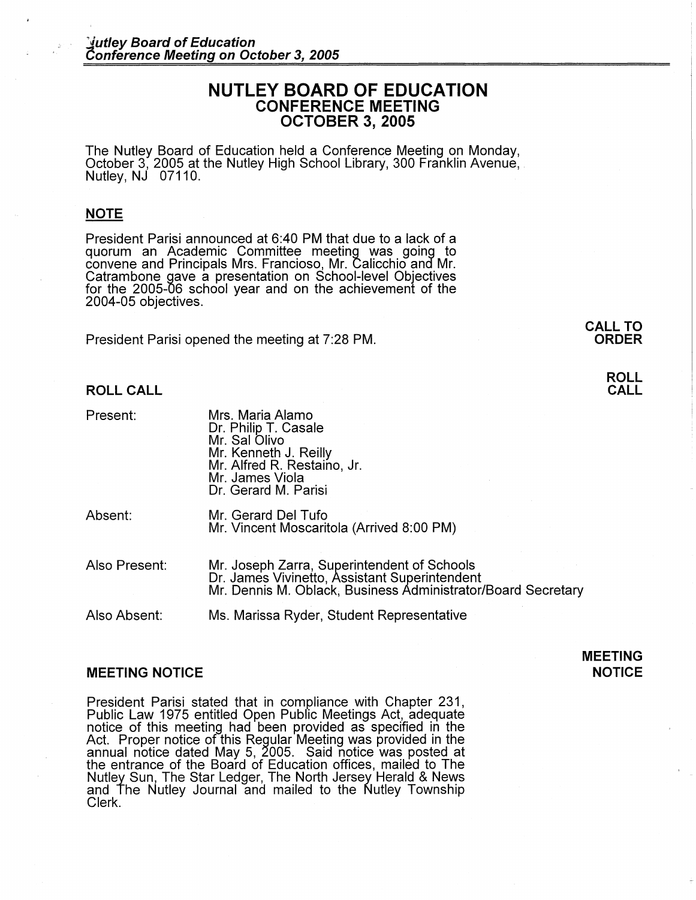# NUTLEY BOARD OF EDUCATION
## CONFERENCE MEETING
## OCTOBER 3, 2005

The Nutley Board of Education held a Conference Meeting on Monday, October 3, 2005 at the Nutley High School Library, 300 Franklin Avenue, Nutley, NJ 07110.

### NOTE

President Parisi announced at 6:40 PM that due to a lack of a quorum an Academic Committee meeting was going to convene and Principals Mrs. Francioso, Mr. Calicchio and Mr. Catrambone gave a presentation on School-level Objectives for the 2005-06 school year and on the achievement of the 2004-05 objectives.

**CALL TO ORDER**

President Parisi opened the meeting at 7:28 PM.

### ROLL CALL

**ROLL CALL**

| | |
|---|---|
| Present: | Mrs. Maria Alamo<br>Dr. Philip T. Casale<br>Mr. Sal Olivo<br>Mr. Kenneth J. Reilly<br>Mr. Alfred R. Restaino, Jr.<br>Mr. James Viola<br>Dr. Gerard M. Parisi |
| Absent: | Mr. Gerard Del Tufo<br>Mr. Vincent Moscaritola (Arrived 8:00 PM) |
| Also Present: | Mr. Joseph Zarra, Superintendent of Schools<br>Dr. James Vivinetto, Assistant Superintendent<br>Mr. Dennis M. Oblack, Business Administrator/Board Secretary |
| Also Absent: | Ms. Marissa Ryder, Student Representative |

### MEETING NOTICE

**MEETING NOTICE**

President Parisi stated that in compliance with Chapter 231, Public Law 1975 entitled Open Public Meetings Act, adequate notice of this meeting had been provided as specified in the Act. Proper notice of this Regular Meeting was provided in the annual notice dated May 5, 2005. Said notice was posted at the entrance of the Board of Education offices, mailed to The Nutley Sun, The Star Ledger, The North Jersey Herald & News and The Nutley Journal and mailed to the Nutley Township Clerk.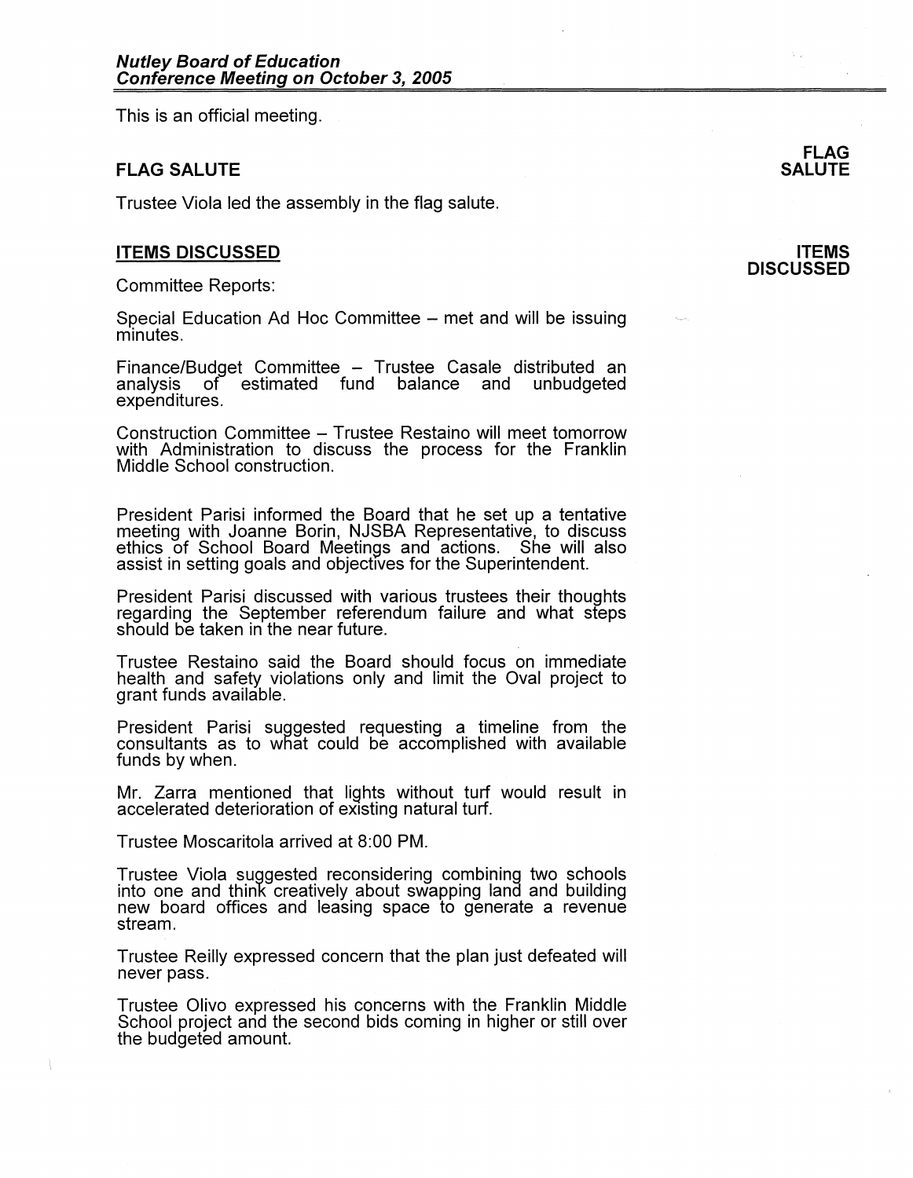This is an official meeting.

## FLAG SALUTE

Trustee Viola led the assembly in the flag salute.

## ITEMS DISCUSSED

Committee Reports:

Special Education Ad Hoc Committee – met and will be issuing minutes.

Finance/Budget Committee – Trustee Casale distributed an analysis of estimated fund balance and unbudgeted expenditures.

Construction Committee – Trustee Restaino will meet tomorrow with Administration to discuss the process for the Franklin Middle School construction.

President Parisi informed the Board that he set up a tentative meeting with Joanne Borin, NJSBA Representative, to discuss ethics of School Board Meetings and actions. She will also assist in setting goals and objectives for the Superintendent.

President Parisi discussed with various trustees their thoughts regarding the September referendum failure and what steps should be taken in the near future.

Trustee Restaino said the Board should focus on immediate health and safety violations only and limit the Oval project to grant funds available.

President Parisi suggested requesting a timeline from the consultants as to what could be accomplished with available funds by when.

Mr. Zarra mentioned that lights without turf would result in accelerated deterioration of existing natural turf.

Trustee Moscaritola arrived at 8:00 PM.

Trustee Viola suggested reconsidering combining two schools into one and think creatively about swapping land and building new board offices and leasing space to generate a revenue stream.

Trustee Reilly expressed concern that the plan just defeated will never pass.

Trustee Olivo expressed his concerns with the Franklin Middle School project and the second bids coming in higher or still over the budgeted amount.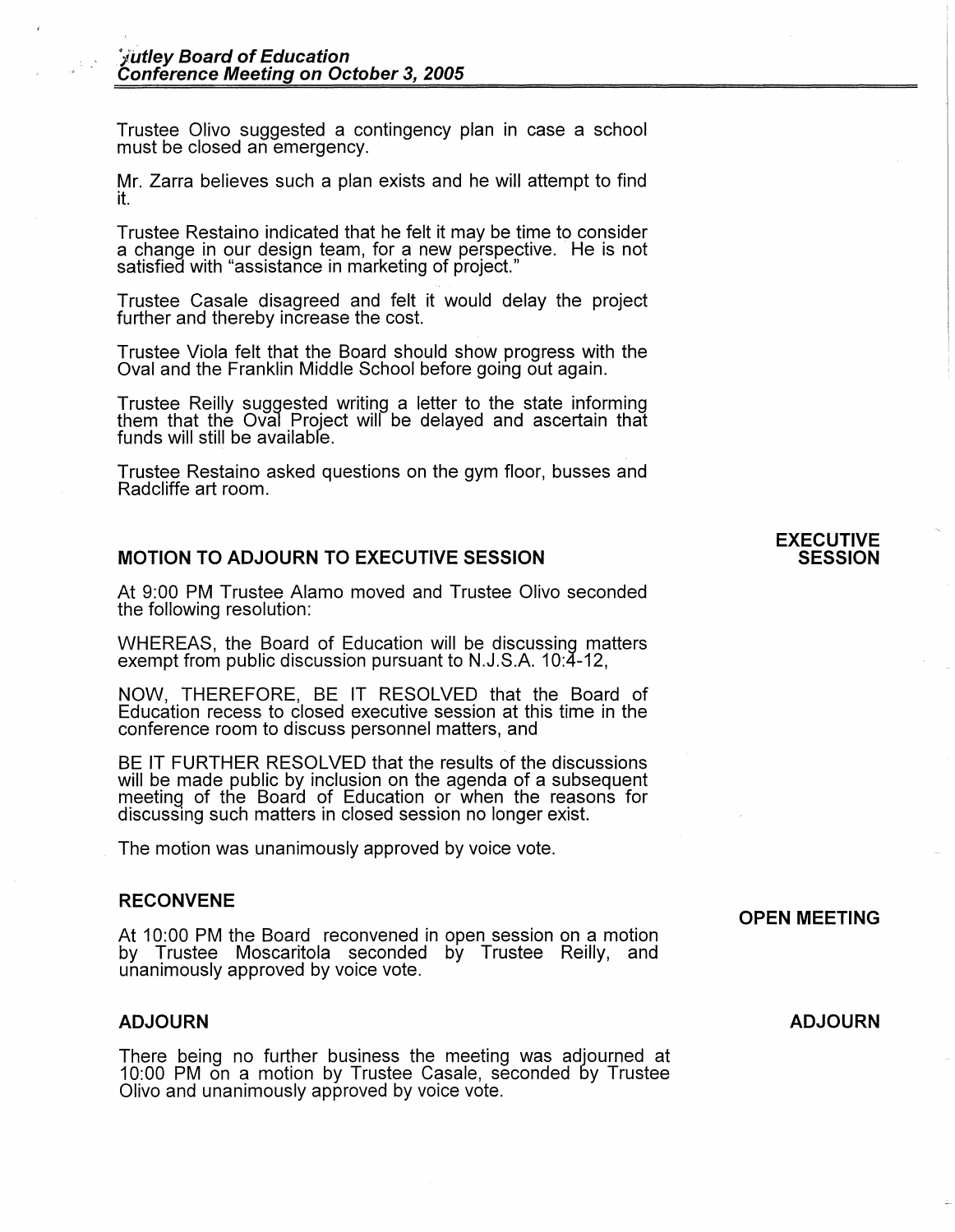Trustee Olivo suggested a contingency plan in case a school must be closed an emergency.

Mr. Zarra believes such a plan exists and he will attempt to find it.

Trustee Restaino indicated that he felt it may be time to consider a change in our design team, for a new perspective. He is not satisfied with "assistance in marketing of project."

Trustee Casale disagreed and felt it would delay the project further and thereby increase the cost.

Trustee Viola felt that the Board should show progress with the Oval and the Franklin Middle School before going out again.

Trustee Reilly suggested writing a letter to the state informing them that the Oval Project will be delayed and ascertain that funds will still be available.

Trustee Restaino asked questions on the gym floor, busses and Radcliffe art room.

## MOTION TO ADJOURN TO EXECUTIVE SESSION

**EXECUTIVE SESSION**

At 9:00 PM Trustee Alamo moved and Trustee Olivo seconded the following resolution:

WHEREAS, the Board of Education will be discussing matters exempt from public discussion pursuant to N.J.S.A. 10:4-12,

NOW, THEREFORE, BE IT RESOLVED that the Board of Education recess to closed executive session at this time in the conference room to discuss personnel matters, and

BE IT FURTHER RESOLVED that the results of the discussions will be made public by inclusion on the agenda of a subsequent meeting of the Board of Education or when the reasons for discussing such matters in closed session no longer exist.

The motion was unanimously approved by voice vote.

## RECONVENE

**OPEN MEETING**

At 10:00 PM the Board reconvened in open session on a motion by Trustee Moscaritola seconded by Trustee Reilly, and unanimously approved by voice vote.

## ADJOURN

**ADJOURN**

There being no further business the meeting was adjourned at 10:00 PM on a motion by Trustee Casale, seconded by Trustee Olivo and unanimously approved by voice vote.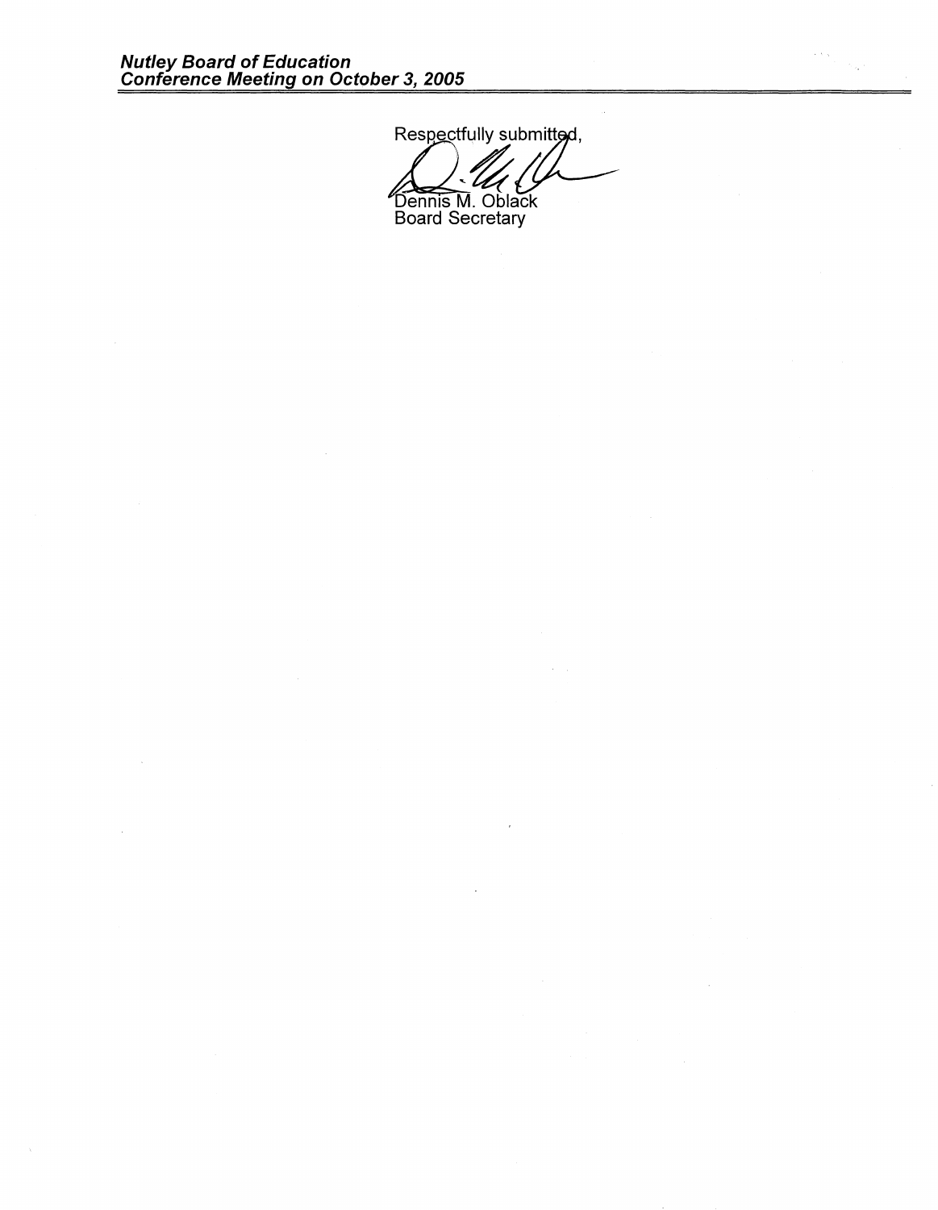Respectfully submitted,

Dennis M. Oblack
Board Secretary